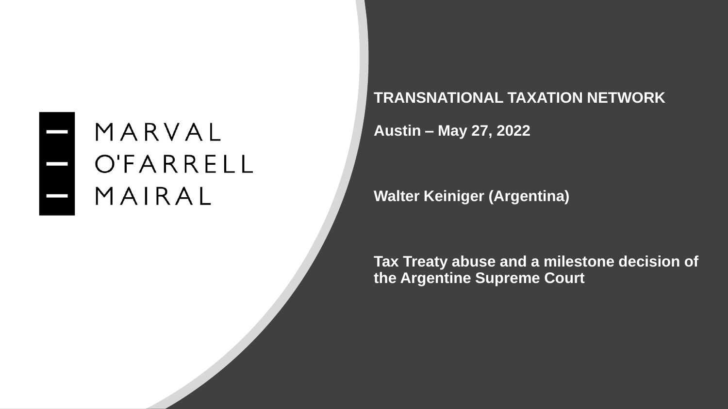MARVAL
O'FARRELL
MAIRAL

**TRANSNATIONAL TAXATION NETWORK**

**Austin – May 27, 2022**

**Walter Keiniger (Argentina)**

**Tax Treaty abuse and a milestone decision of the Argentine Supreme Court**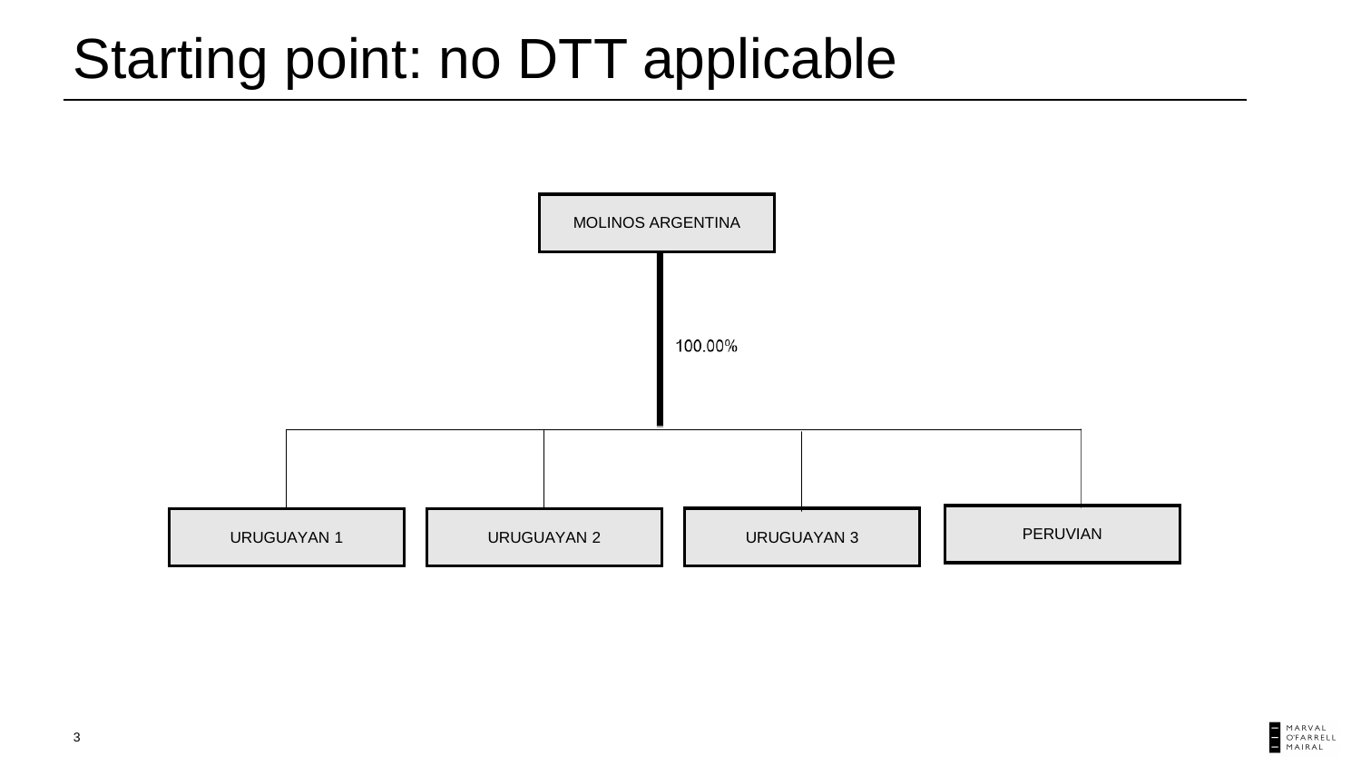# Starting point: no DTT applicable

MOLINOS ARGENTINA

100.00%

URUGUAYAN 1

URUGUAYAN 2

URUGUAYAN 3

PERUVIAN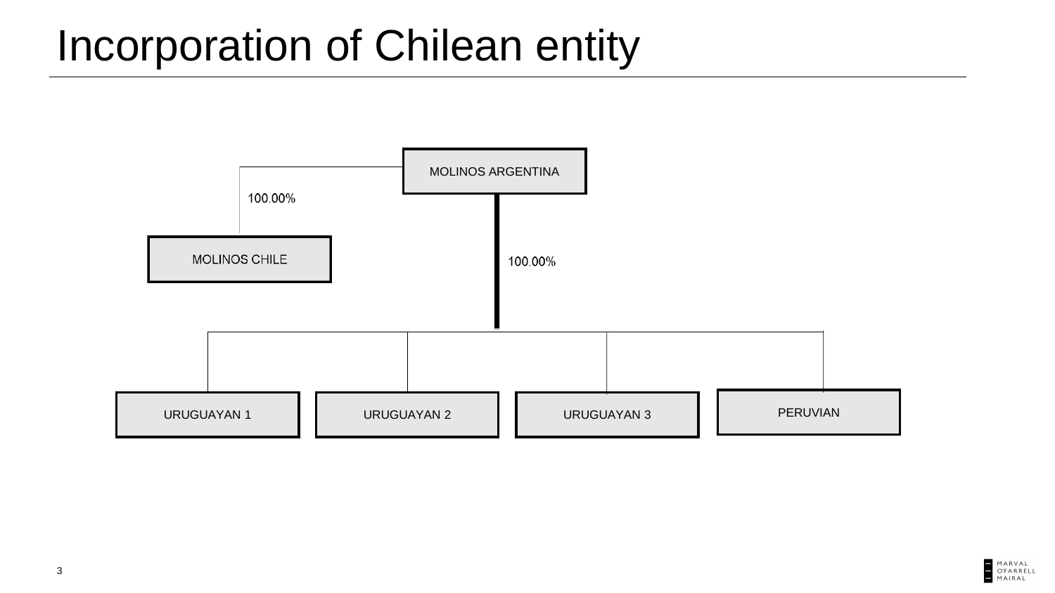# Incorporation of Chilean entity

MOLINOS ARGENTINA

100.00%

MOLINOS CHILE

100.00%

URUGUAYAN 1

URUGUAYAN 2

URUGUAYAN 3

PERUVIAN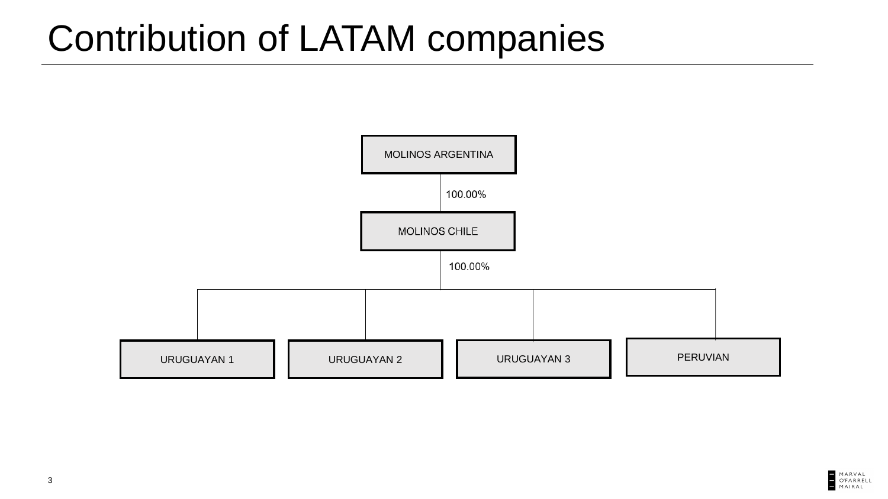# Contribution of LATAM companies

MOLINOS ARGENTINA

100.00%

MOLINOS CHILE

100.00%

URUGUAYAN 1

URUGUAYAN 2

URUGUAYAN 3

PERUVIAN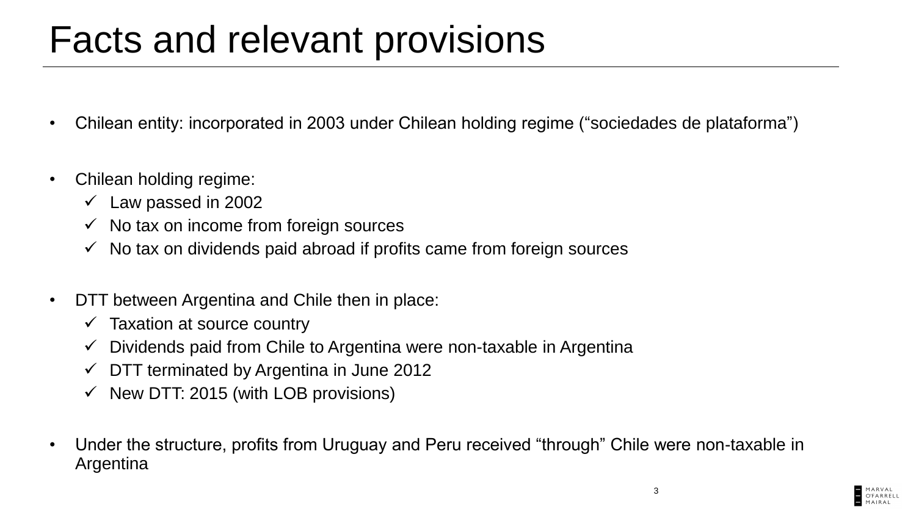# Facts and relevant provisions

- Chilean entity: incorporated in 2003 under Chilean holding regime ("sociedades de plataforma")

- Chilean holding regime:
  - ✓ Law passed in 2002
  - ✓ No tax on income from foreign sources
  - ✓ No tax on dividends paid abroad if profits came from foreign sources

- DTT between Argentina and Chile then in place:
  - ✓ Taxation at source country
  - ✓ Dividends paid from Chile to Argentina were non-taxable in Argentina
  - ✓ DTT terminated by Argentina in June 2012
  - ✓ New DTT: 2015 (with LOB provisions)

- Under the structure, profits from Uruguay and Peru received "through" Chile were non-taxable in Argentina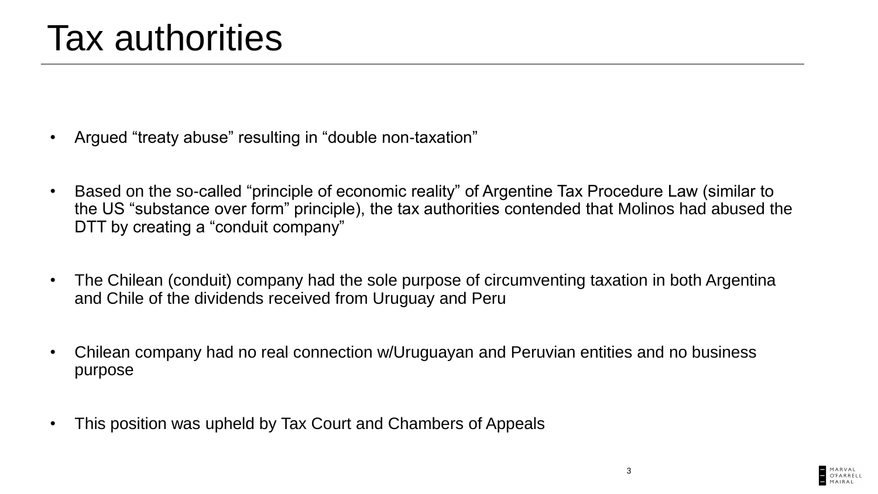# Tax authorities

- Argued “treaty abuse” resulting in “double non-taxation”
- Based on the so-called “principle of economic reality” of Argentine Tax Procedure Law (similar to the US “substance over form” principle), the tax authorities contended that Molinos had abused the DTT by creating a “conduit company”
- The Chilean (conduit) company had the sole purpose of circumventing taxation in both Argentina and Chile of the dividends received from Uruguay and Peru
- Chilean company had no real connection w/Uruguayan and Peruvian entities and no business purpose
- This position was upheld by Tax Court and Chambers of Appeals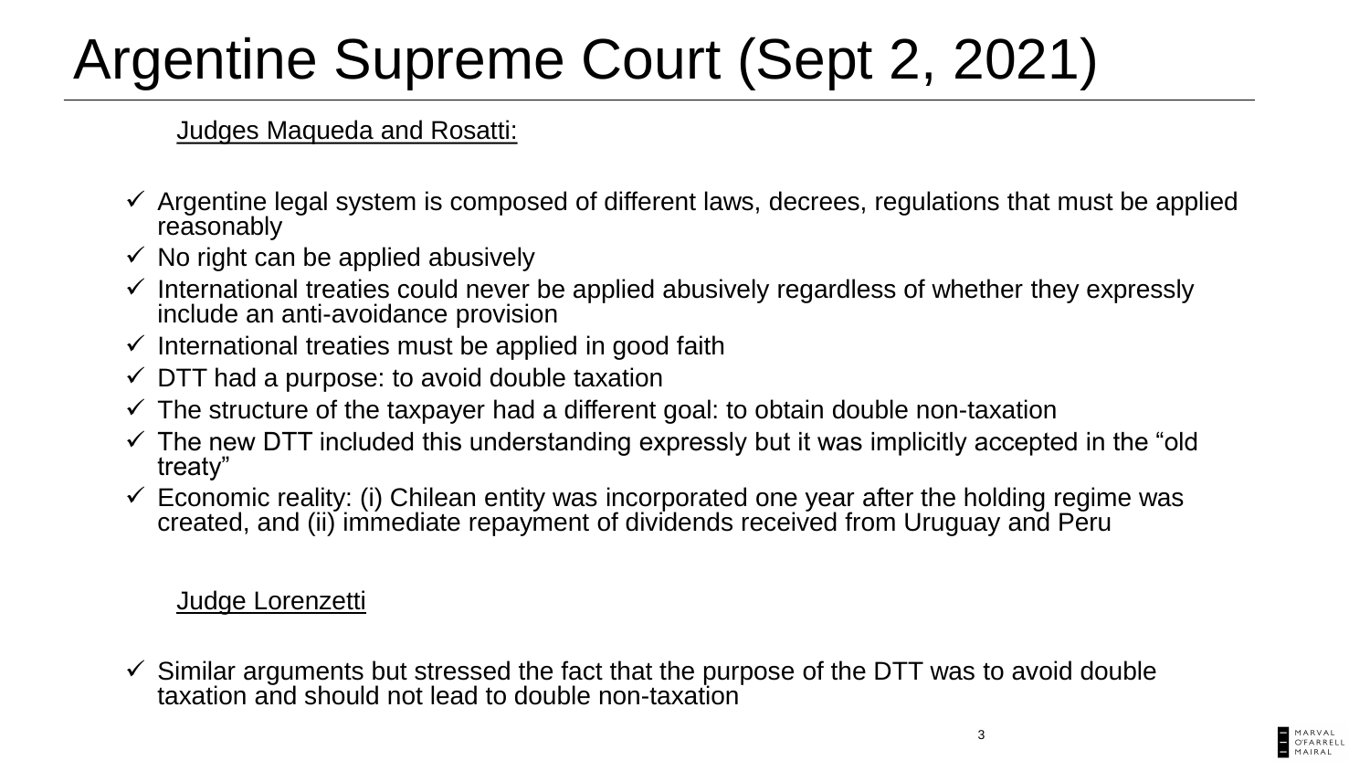# Argentine Supreme Court (Sept 2, 2021)

Judges Maqueda and Rosatti:

- ✓ Argentine legal system is composed of different laws, decrees, regulations that must be applied reasonably
- ✓ No right can be applied abusively
- ✓ International treaties could never be applied abusively regardless of whether they expressly include an anti-avoidance provision
- ✓ International treaties must be applied in good faith
- ✓ DTT had a purpose: to avoid double taxation
- ✓ The structure of the taxpayer had a different goal: to obtain double non-taxation
- ✓ The new DTT included this understanding expressly but it was implicitly accepted in the "old treaty"
- ✓ Economic reality: (i) Chilean entity was incorporated one year after the holding regime was created, and (ii) immediate repayment of dividends received from Uruguay and Peru

Judge Lorenzetti

- ✓ Similar arguments but stressed the fact that the purpose of the DTT was to avoid double taxation and should not lead to double non-taxation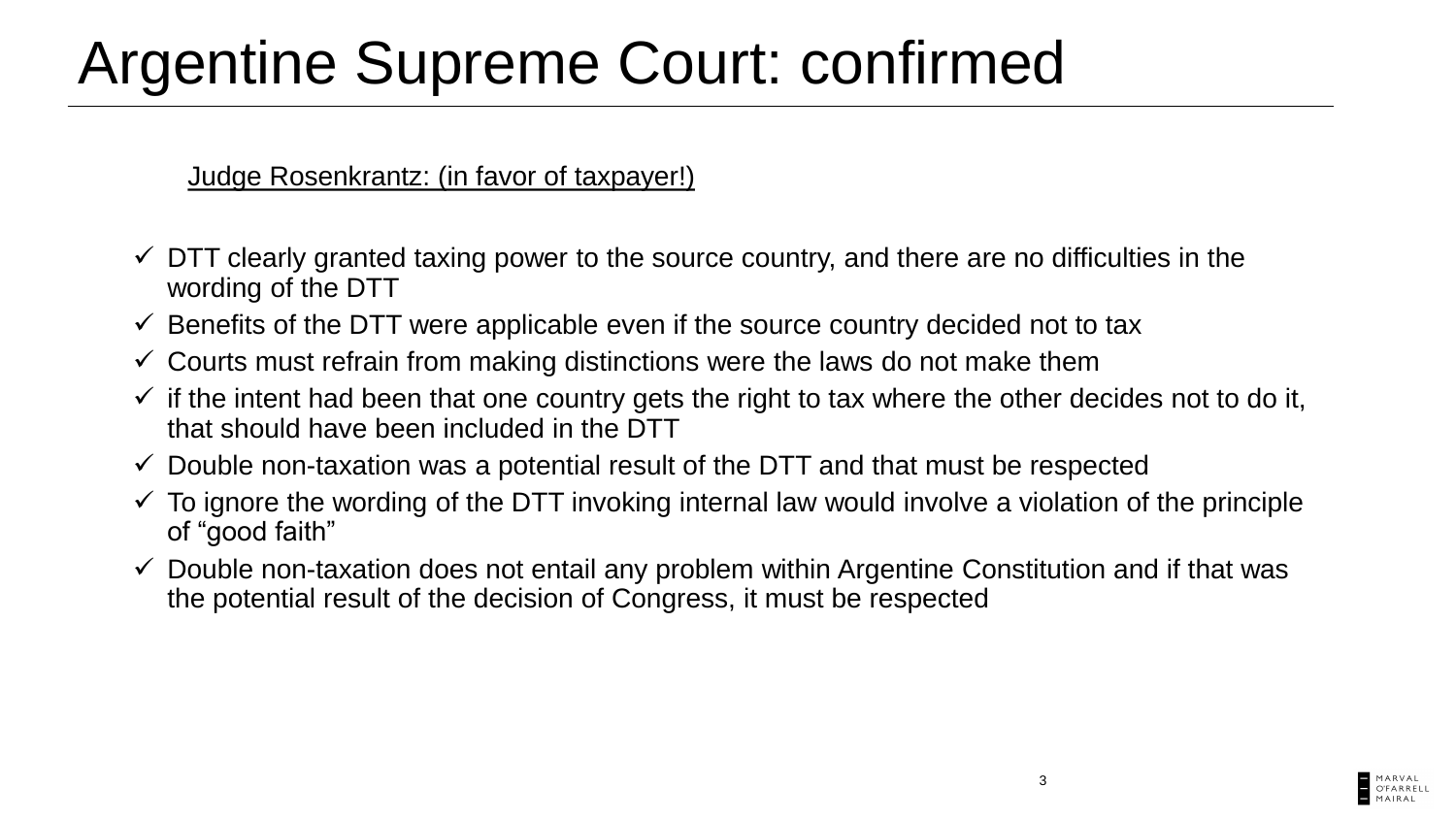# Argentine Supreme Court: confirmed

Judge Rosenkrantz: (in favor of taxpayer!)

- ✓ DTT clearly granted taxing power to the source country, and there are no difficulties in the wording of the DTT
- ✓ Benefits of the DTT were applicable even if the source country decided not to tax
- ✓ Courts must refrain from making distinctions were the laws do not make them
- ✓ if the intent had been that one country gets the right to tax where the other decides not to do it, that should have been included in the DTT
- ✓ Double non-taxation was a potential result of the DTT and that must be respected
- ✓ To ignore the wording of the DTT invoking internal law would involve a violation of the principle of "good faith"
- ✓ Double non-taxation does not entail any problem within Argentine Constitution and if that was the potential result of the decision of Congress, it must be respected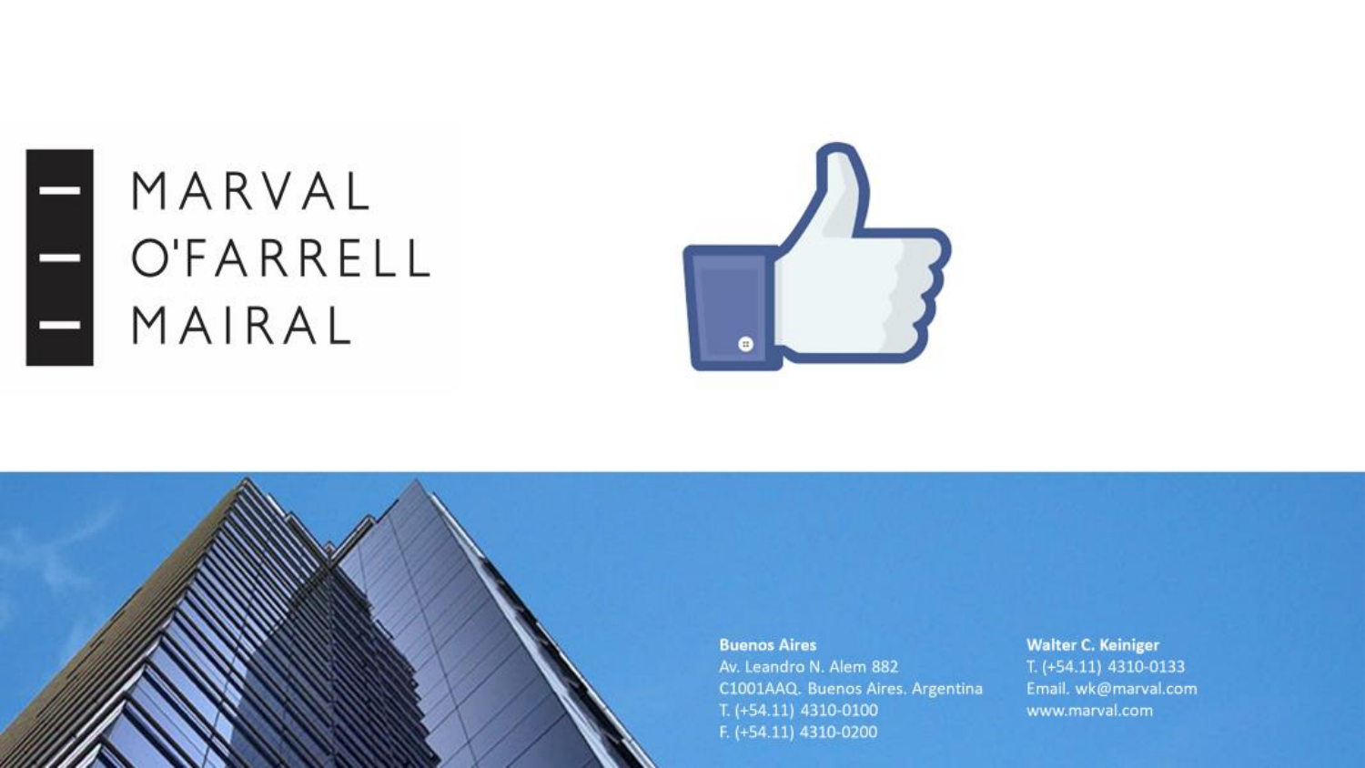MARVAL
O'FARRELL
MAIRAL

**Buenos Aires**
Av. Leandro N. Alem 882
C1001AAQ. Buenos Aires. Argentina
T. (+54.11) 4310-0100
F. (+54.11) 4310-0200

**Walter C. Keiniger**
T. (+54.11) 4310-0133
Email. wk@marval.com
www.marval.com